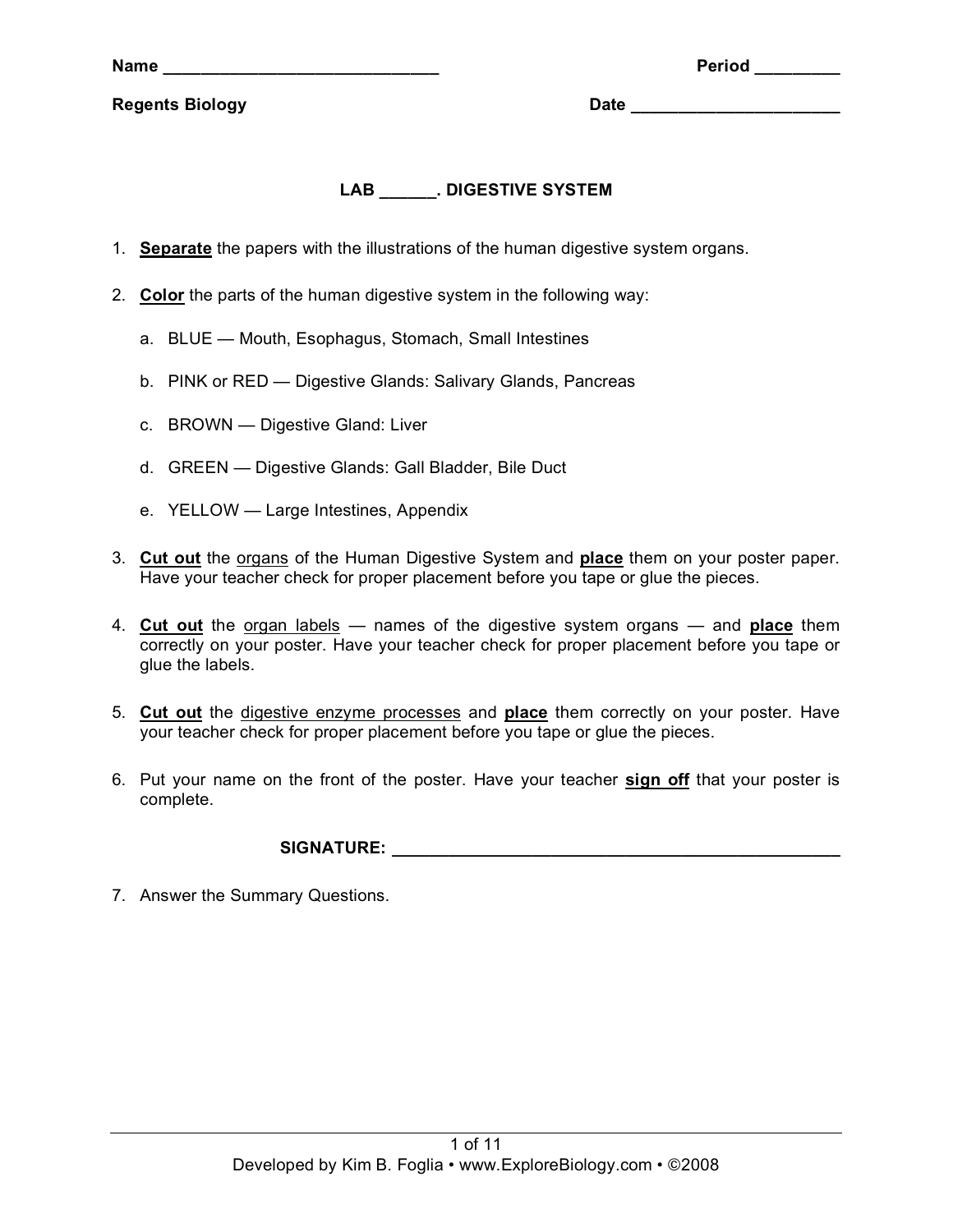**Name** ______________________________ **Period** _________

**Regents Biology** **Date** ______________________

## LAB ______. DIGESTIVE SYSTEM

1. **Separate** the papers with the illustrations of the human digestive system organs.

2. **Color** the parts of the human digestive system in the following way:

   a. BLUE — Mouth, Esophagus, Stomach, Small Intestines

   b. PINK or RED — Digestive Glands: Salivary Glands, Pancreas

   c. BROWN — Digestive Gland: Liver

   d. GREEN — Digestive Glands: Gall Bladder, Bile Duct

   e. YELLOW — Large Intestines, Appendix

3. **Cut out** the organs of the Human Digestive System and **place** them on your poster paper. Have your teacher check for proper placement before you tape or glue the pieces.

4. **Cut out** the organ labels — names of the digestive system organs — and **place** them correctly on your poster. Have your teacher check for proper placement before you tape or glue the labels.

5. **Cut out** the digestive enzyme processes and **place** them correctly on your poster. Have your teacher check for proper placement before you tape or glue the pieces.

6. Put your name on the front of the poster. Have your teacher **sign off** that your poster is complete.

   **SIGNATURE:** __________________________________________________

7. Answer the Summary Questions.

Developed by Kim B. Foglia • www.ExploreBiology.com • ©2008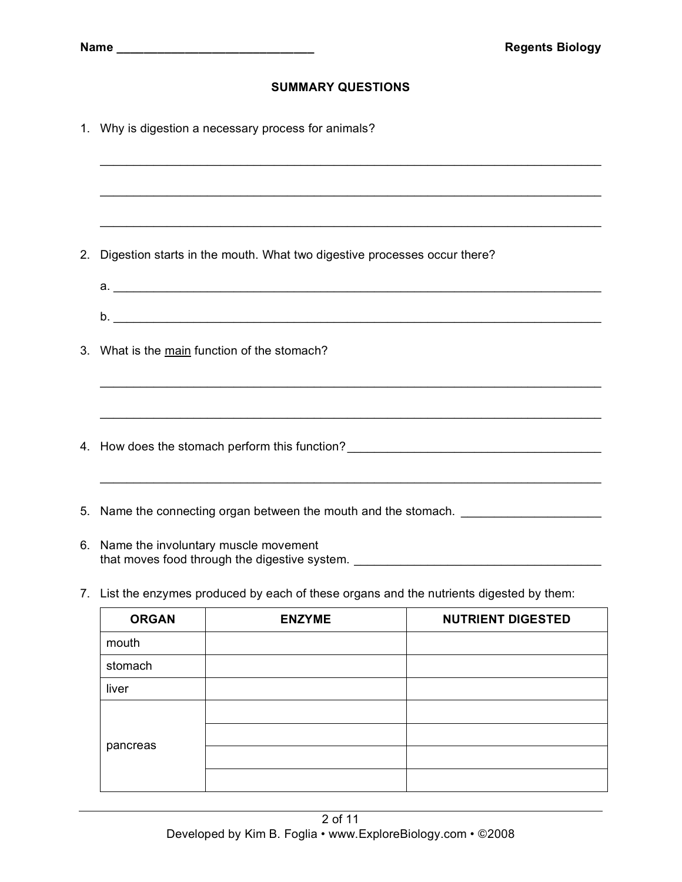Name ______________________________ **Regents Biology**

## SUMMARY QUESTIONS

1. Why is digestion a necessary process for animals?

_______________________________________________________________________________

_______________________________________________________________________________

_______________________________________________________________________________

2. Digestion starts in the mouth. What two digestive processes occur there?

   a. ___________________________________________________________________________

   b. ___________________________________________________________________________

3. What is the <u>main</u> function of the stomach?

_______________________________________________________________________________

_______________________________________________________________________________

4. How does the stomach perform this function? ________________________________________

_______________________________________________________________________________

5. Name the connecting organ between the mouth and the stomach. ____________________

6. Name the involuntary muscle movement that moves food through the digestive system. ____________________________________

7. List the enzymes produced by each of these organs and the nutrients digested by them:

| ORGAN | ENZYME | NUTRIENT DIGESTED |
|---|---|---|
| mouth | | |
| stomach | | |
| liver | | |
| pancreas | | |
| | | |
| | | |
| | | |

Developed by Kim B. Foglia • www.ExploreBiology.com • ©2008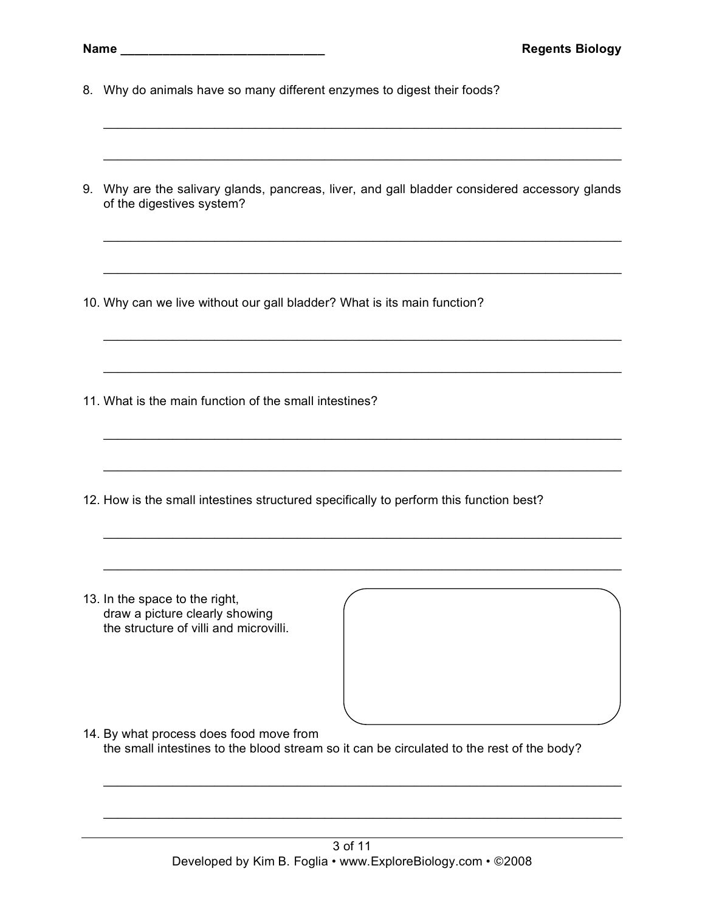Name ______________________________ **Regents Biology**

8. Why do animals have so many different enzymes to digest their foods?

______________________________________________________________________________

______________________________________________________________________________

9. Why are the salivary glands, pancreas, liver, and gall bladder considered accessory glands of the digestives system?

______________________________________________________________________________

______________________________________________________________________________

10. Why can we live without our gall bladder? What is its main function?

______________________________________________________________________________

______________________________________________________________________________

11. What is the main function of the small intestines?

______________________________________________________________________________

______________________________________________________________________________

12. How is the small intestines structured specifically to perform this function best?

______________________________________________________________________________

______________________________________________________________________________

13. In the space to the right, draw a picture clearly showing the structure of villi and microvilli.

14. By what process does food move from the small intestines to the blood stream so it can be circulated to the rest of the body?

______________________________________________________________________________

______________________________________________________________________________

Developed by Kim B. Foglia • www.ExploreBiology.com • ©2008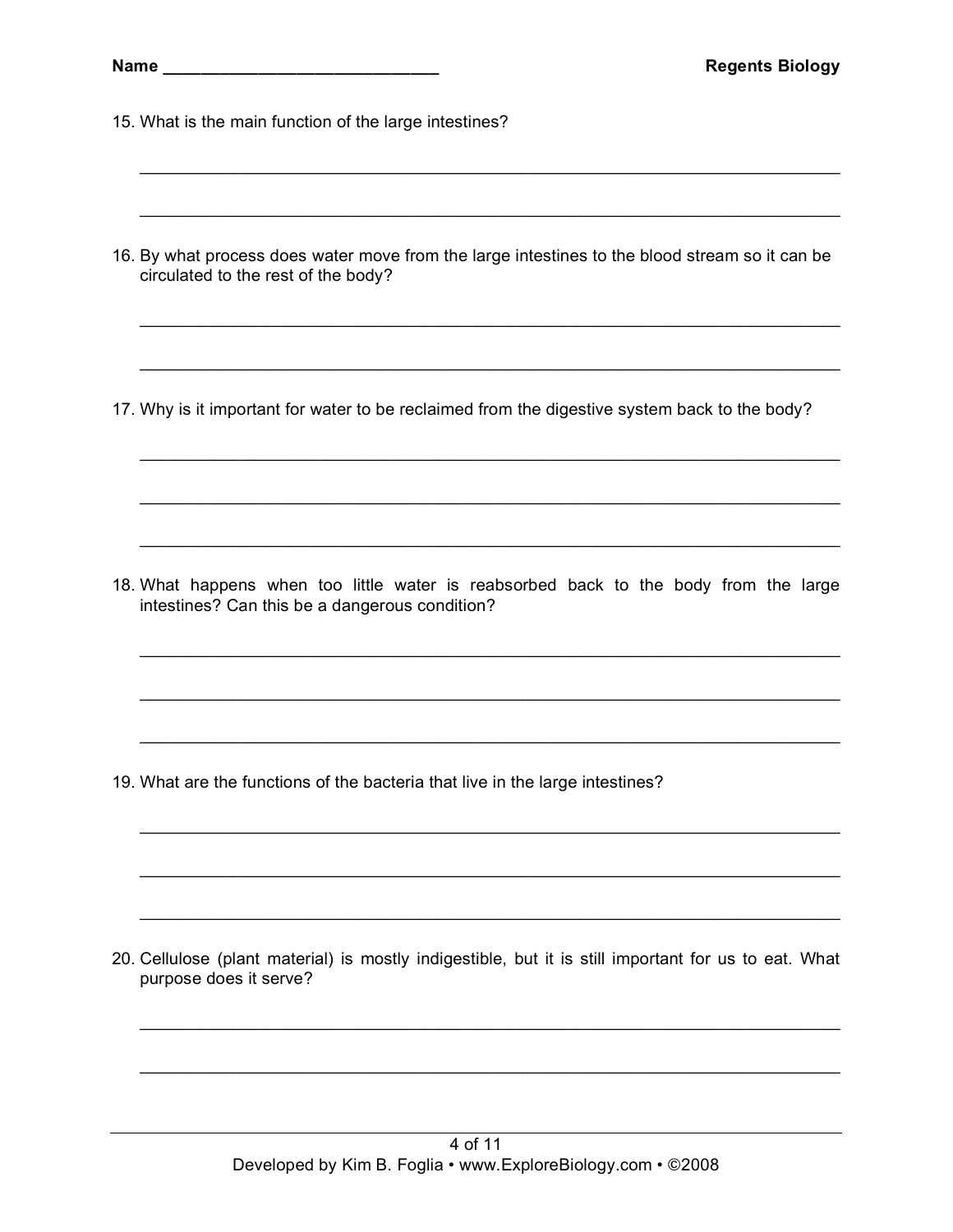Name _____________________________ **Regents Biology**

15. What is the main function of the large intestines?

_____________________________________________________________________________

_____________________________________________________________________________

16. By what process does water move from the large intestines to the blood stream so it can be circulated to the rest of the body?

_____________________________________________________________________________

_____________________________________________________________________________

17. Why is it important for water to be reclaimed from the digestive system back to the body?

_____________________________________________________________________________

_____________________________________________________________________________

_____________________________________________________________________________

18. What happens when too little water is reabsorbed back to the body from the large intestines? Can this be a dangerous condition?

_____________________________________________________________________________

_____________________________________________________________________________

_____________________________________________________________________________

19. What are the functions of the bacteria that live in the large intestines?

_____________________________________________________________________________

_____________________________________________________________________________

_____________________________________________________________________________

20. Cellulose (plant material) is mostly indigestible, but it is still important for us to eat. What purpose does it serve?

_____________________________________________________________________________

_____________________________________________________________________________

Developed by Kim B. Foglia • www.ExploreBiology.com • ©2008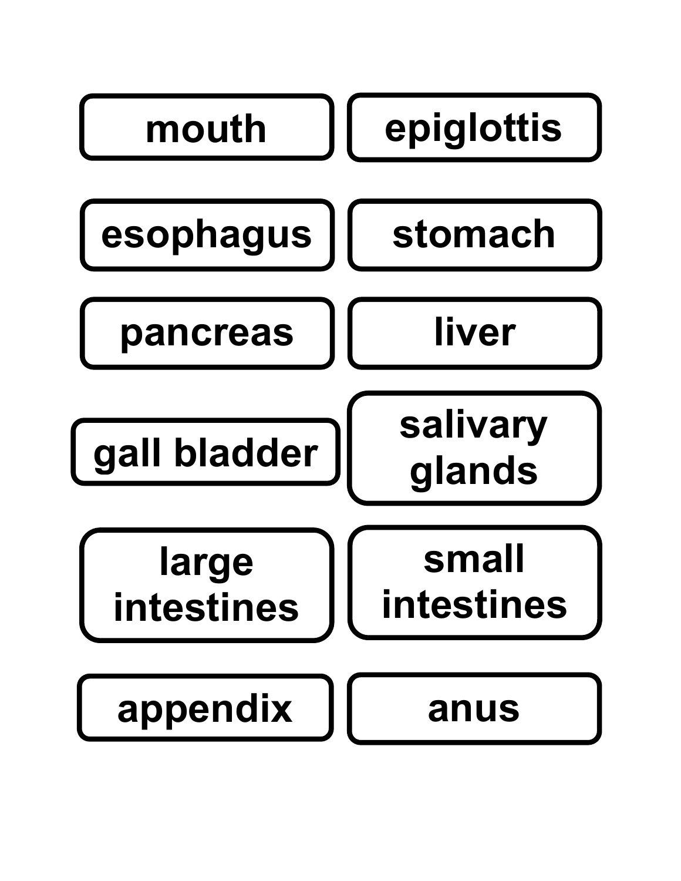| | |
|---|---|
| mouth | epiglottis |
| esophagus | stomach |
| pancreas | liver |
| gall bladder | salivary glands |
| large intestines | small intestines |
| appendix | anus |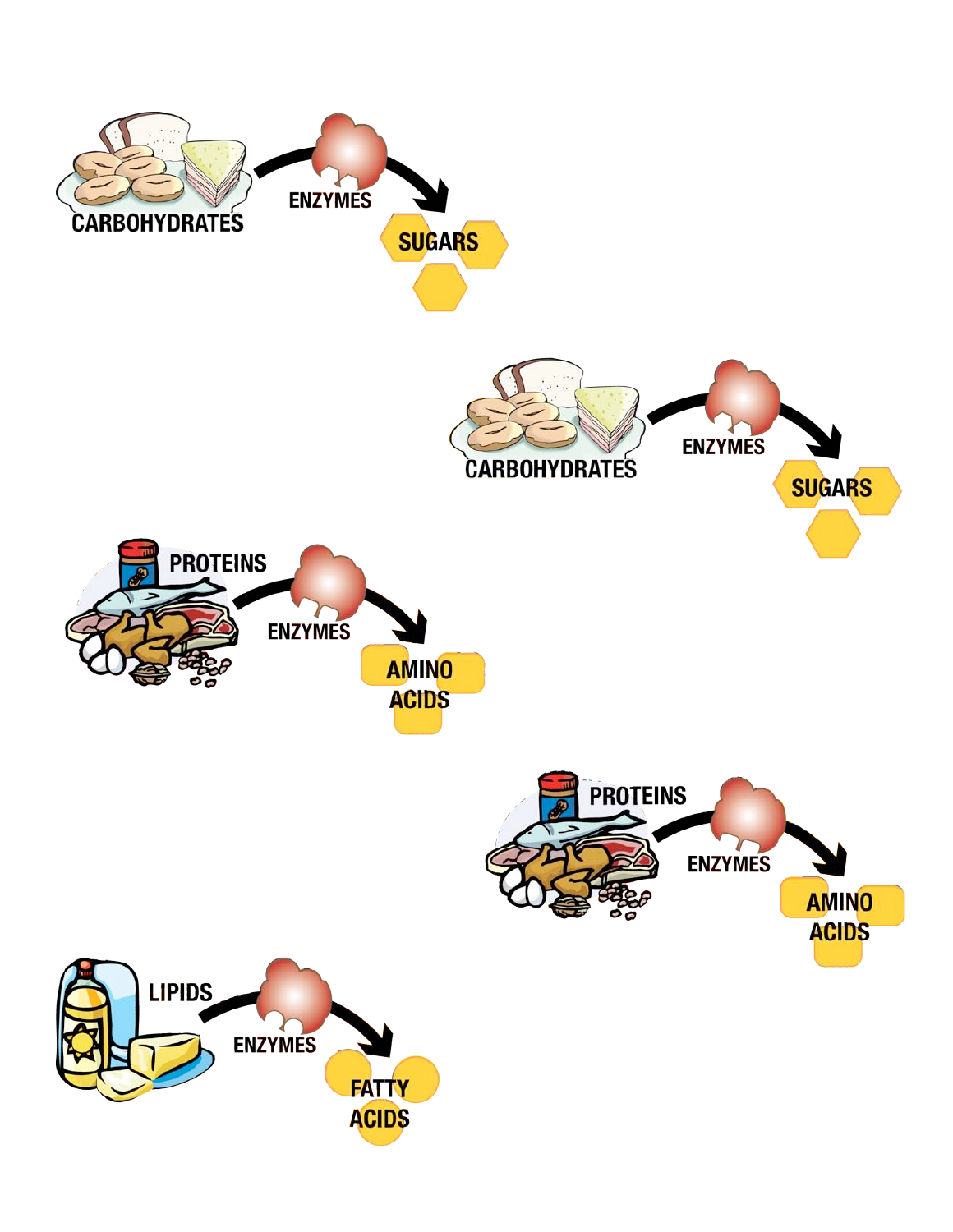CARBOHYDRATES

ENZYMES

SUGARS

CARBOHYDRATES

ENZYMES

SUGARS

PROTEINS

ENZYMES

AMINO ACIDS

PROTEINS

ENZYMES

AMINO ACIDS

LIPIDS

ENZYMES

FATTY ACIDS